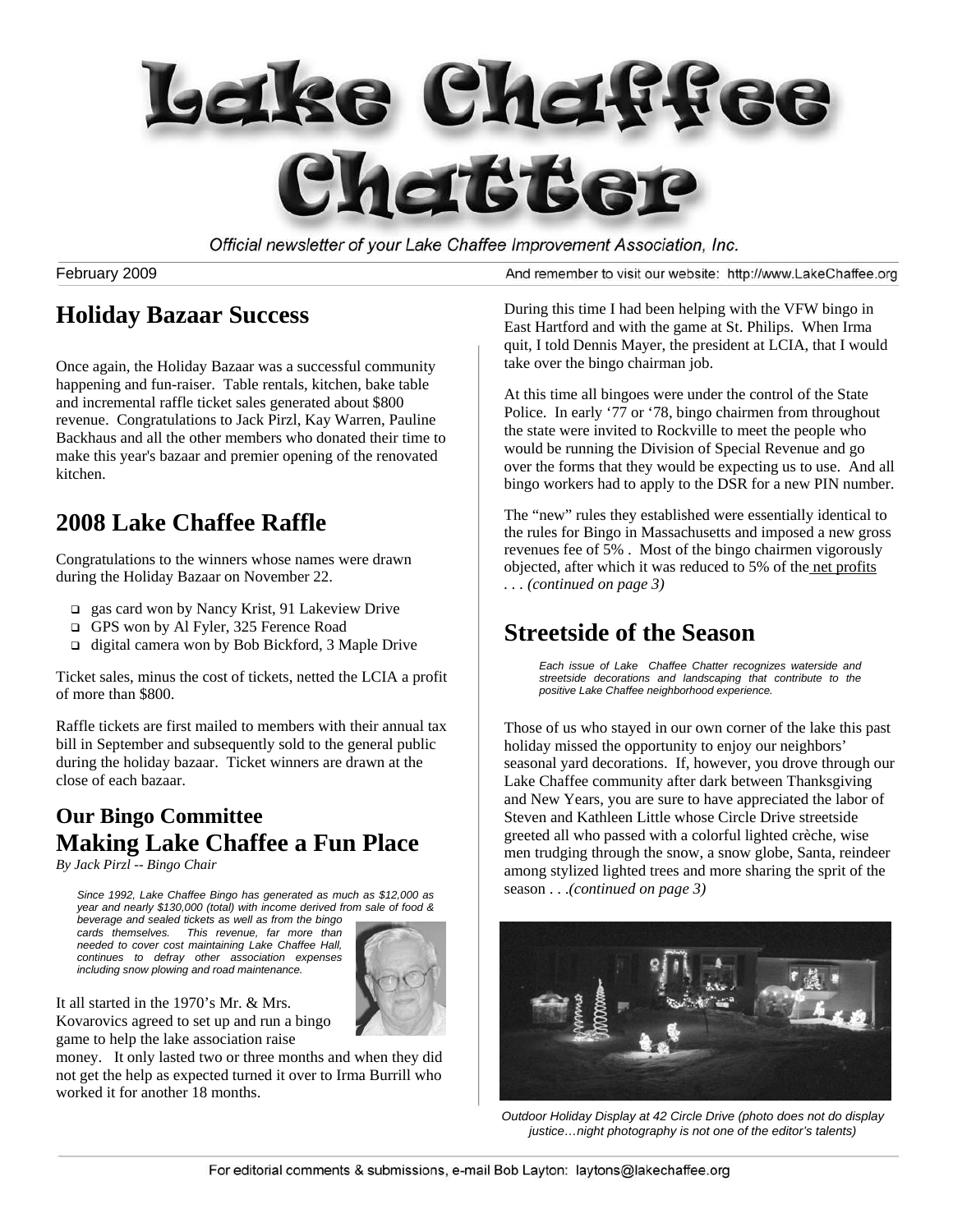# Lake Chaffee Chatter

*Official newsletter of your Lake Chaffee Improvement Association, Inc.*

February 2009

And remember to visit our website: http://www.LakeChaffee.org

## Holiday Bazaar Success

Once again, the Holiday Bazaar was a successful community happening and fun-raiser. Table rentals, kitchen, bake table and incremental raffle ticket sales generated about $800 revenue. Congratulations to Jack Pirzl, Kay Warren, Pauline Backhaus and all the other members who donated their time to make this year's bazaar and premier opening of the renovated kitchen.

## 2008 Lake Chaffee Raffle

Congratulations to the winners whose names were drawn during the Holiday Bazaar on November 22.

- gas card won by Nancy Krist, 91 Lakeview Drive
- GPS won by Al Fyler, 325 Ference Road
- digital camera won by Bob Bickford, 3 Maple Drive

Ticket sales, minus the cost of tickets, netted the LCIA a profit of more than $800.

Raffle tickets are first mailed to members with their annual tax bill in September and subsequently sold to the general public during the holiday bazaar. Ticket winners are drawn at the close of each bazaar.

### Our Bingo Committee
## Making Lake Chaffee a Fun Place

*By Jack Pirzl -- Bingo Chair*

*Since 1992, Lake Chaffee Bingo has generated as much as $12,000 as year and nearly $130,000 (total) with income derived from sale of food & beverage and sealed tickets as well as from the bingo cards themselves. This revenue, far more than needed to cover cost maintaining Lake Chaffee Hall, continues to defray other association expenses including snow plowing and road maintenance.*

It all started in the 1970's Mr. & Mrs. Kovarovics agreed to set up and run a bingo game to help the lake association raise money. It only lasted two or three months and when they did not get the help as expected turned it over to Irma Burrill who worked it for another 18 months.

During this time I had been helping with the VFW bingo in East Hartford and with the game at St. Philips. When Irma quit, I told Dennis Mayer, the president at LCIA, that I would take over the bingo chairman job.

At this time all bingoes were under the control of the State Police. In early '77 or '78, bingo chairmen from throughout the state were invited to Rockville to meet the people who would be running the Division of Special Revenue and go over the forms that they would be expecting us to use. And all bingo workers had to apply to the DSR for a new PIN number.

The "new" rules they established were essentially identical to the rules for Bingo in Massachusetts and imposed a new gross revenues fee of 5% . Most of the bingo chairmen vigorously objected, after which it was reduced to 5% of the net profits . . . *(continued on page 3)*

## Streetside of the Season

*Each issue of Lake Chaffee Chatter recognizes waterside and streetside decorations and landscaping that contribute to the positive Lake Chaffee neighborhood experience.*

Those of us who stayed in our own corner of the lake this past holiday missed the opportunity to enjoy our neighbors' seasonal yard decorations. If, however, you drove through our Lake Chaffee community after dark between Thanksgiving and New Years, you are sure to have appreciated the labor of Steven and Kathleen Little whose Circle Drive streetside greeted all who passed with a colorful lighted crèche, wise men trudging through the snow, a snow globe, Santa, reindeer among stylized lighted trees and more sharing the sprit of the season . . .*(continued on page 3)*

*Outdoor Holiday Display at 42 Circle Drive (photo does not do display justice…night photography is not one of the editor's talents)*

For editorial comments & submissions, e-mail Bob Layton: laytons@lakechaffee.org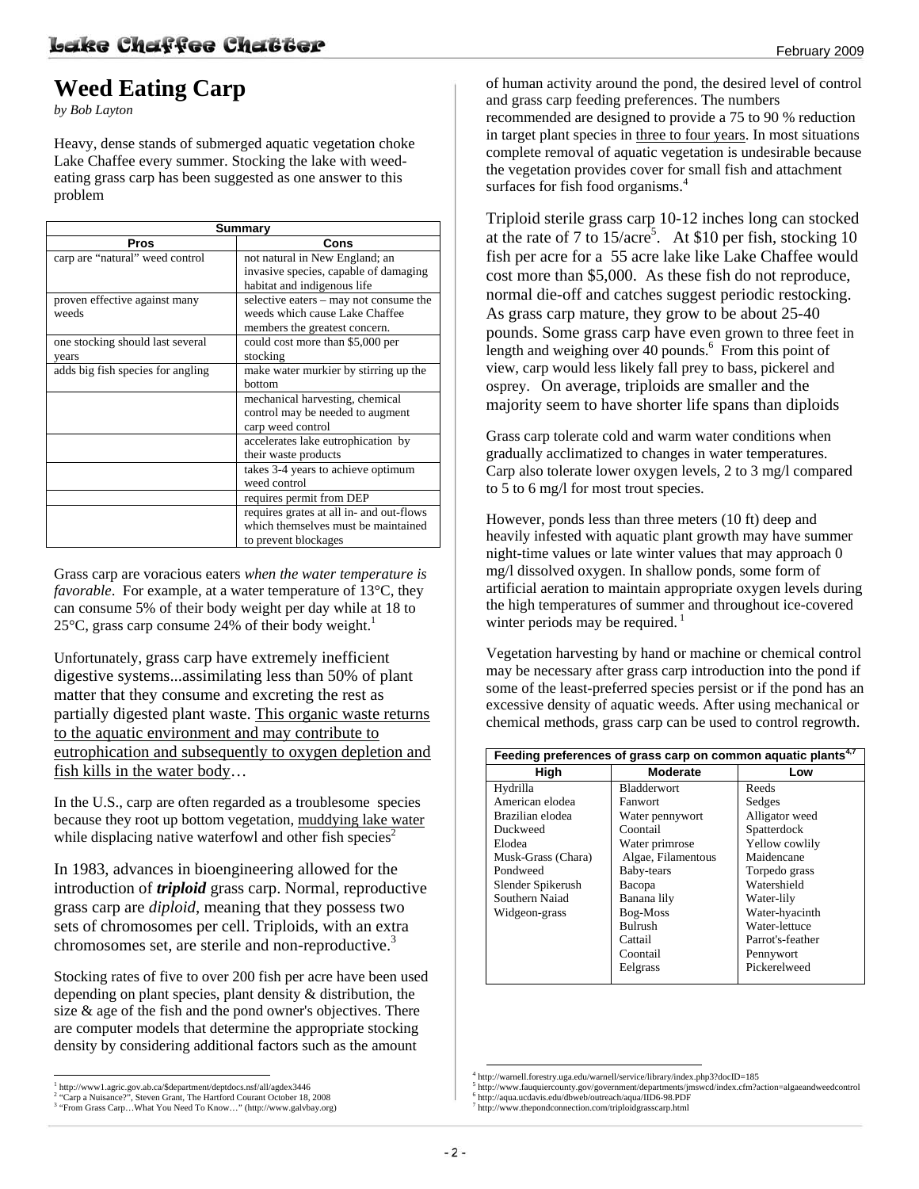# Weed Eating Carp

*by Bob Layton*

Heavy, dense stands of submerged aquatic vegetation choke Lake Chaffee every summer. Stocking the lake with weed-eating grass carp has been suggested as one answer to this problem

| Summary | |
|---|---|
| **Pros** | **Cons** |
| carp are "natural" weed control | not natural in New England; an invasive species, capable of damaging habitat and indigenous life |
| proven effective against many weeds | selective eaters – may not consume the weeds which cause Lake Chaffee members the greatest concern. |
| one stocking should last several years | could cost more than $5,000 per stocking |
| adds big fish species for angling | make water murkier by stirring up the bottom |
| | mechanical harvesting, chemical control may be needed to augment carp weed control |
| | accelerates lake eutrophication by their waste products |
| | takes 3-4 years to achieve optimum weed control |
| | requires permit from DEP |
| | requires grates at all in- and out-flows which themselves must be maintained to prevent blockages |

Grass carp are voracious eaters *when the water temperature is favorable*. For example, at a water temperature of 13°C, they can consume 5% of their body weight per day while at 18 to 25°C, grass carp consume 24% of their body weight.[1]

Unfortunately, grass carp have extremely inefficient digestive systems...assimilating less than 50% of plant matter that they consume and excreting the rest as partially digested plant waste. This organic waste returns to the aquatic environment and may contribute to eutrophication and subsequently to oxygen depletion and fish kills in the water body…

In the U.S., carp are often regarded as a troublesome species because they root up bottom vegetation, muddying lake water while displacing native waterfowl and other fish species[2]

In 1983, advances in bioengineering allowed for the introduction of ***triploid*** grass carp. Normal, reproductive grass carp are *diploid*, meaning that they possess two sets of chromosomes per cell. Triploids, with an extra chromosomes set, are sterile and non-reproductive.[3]

Stocking rates of five to over 200 fish per acre have been used depending on plant species, plant density & distribution, the size & age of the fish and the pond owner's objectives. There are computer models that determine the appropriate stocking density by considering additional factors such as the amount of human activity around the pond, the desired level of control and grass carp feeding preferences. The numbers recommended are designed to provide a 75 to 90 % reduction in target plant species in three to four years. In most situations complete removal of aquatic vegetation is undesirable because the vegetation provides cover for small fish and attachment surfaces for fish food organisms.[4]

Triploid sterile grass carp 10-12 inches long can stocked at the rate of 7 to 15/acre[5]. At $10 per fish, stocking 10 fish per acre for a 55 acre lake like Lake Chaffee would cost more than $5,000. As these fish do not reproduce, normal die-off and catches suggest periodic restocking. As grass carp mature, they grow to be about 25-40 pounds. Some grass carp have even grown to three feet in length and weighing over 40 pounds.[6] From this point of view, carp would less likely fall prey to bass, pickerel and osprey. On average, triploids are smaller and the majority seem to have shorter life spans than diploids

Grass carp tolerate cold and warm water conditions when gradually acclimatized to changes in water temperatures. Carp also tolerate lower oxygen levels, 2 to 3 mg/l compared to 5 to 6 mg/l for most trout species.

However, ponds less than three meters (10 ft) deep and heavily infested with aquatic plant growth may have summer night-time values or late winter values that may approach 0 mg/l dissolved oxygen. In shallow ponds, some form of artificial aeration to maintain appropriate oxygen levels during the high temperatures of summer and throughout ice-covered winter periods may be required.[1]

Vegetation harvesting by hand or machine or chemical control may be necessary after grass carp introduction into the pond if some of the least-preferred species persist or if the pond has an excessive density of aquatic weeds. After using mechanical or chemical methods, grass carp can be used to control regrowth.

| Feeding preferences of grass carp on common aquatic plants[4,7] | | |
|---|---|---|
| **High** | **Moderate** | **Low** |
| Hydrilla | Bladderwort | Reeds |
| American elodea | Fanwort | Sedges |
| Brazilian elodea | Water pennywort | Alligator weed |
| Duckweed | Coontail | Spatterdock |
| Elodea | Water primrose | Yellow cowlily |
| Musk-Grass (Chara) | Algae, Filamentous | Maidencane |
| Pondweed | Baby-tears | Torpedo grass |
| Slender Spikerush | Bacopa | Watershield |
| Southern Naiad | Banana lily | Water-lily |
| Widgeon-grass | Bog-Moss | Water-hyacinth |
| | Bulrush | Water-lettuce |
| | Cattail | Parrot's-feather |
| | Coontail | Pennywort |
| | Eelgrass | Pickerelweed |

---

[1] http://www1.agric.gov.ab.ca/$department/deptdocs.nsf/all/agdex3446
[2] "Carp a Nuisance?", Steven Grant, The Hartford Courant October 18, 2008
[3] "From Grass Carp…What You Need To Know…" (http://www.galvbay.org)
[4] http://warnell.forestry.uga.edu/warnell/service/library/index.php3?docID=185
[5] http://www.fauquiercounty.gov/government/departments/jmswcd/index.cfm?action=algaeandweedcontrol
[6] http://aqua.ucdavis.edu/dbweb/outreach/aqua/IID6-98.PDF
[7] http://www.thepondconnection.com/triploidgrasscarp.html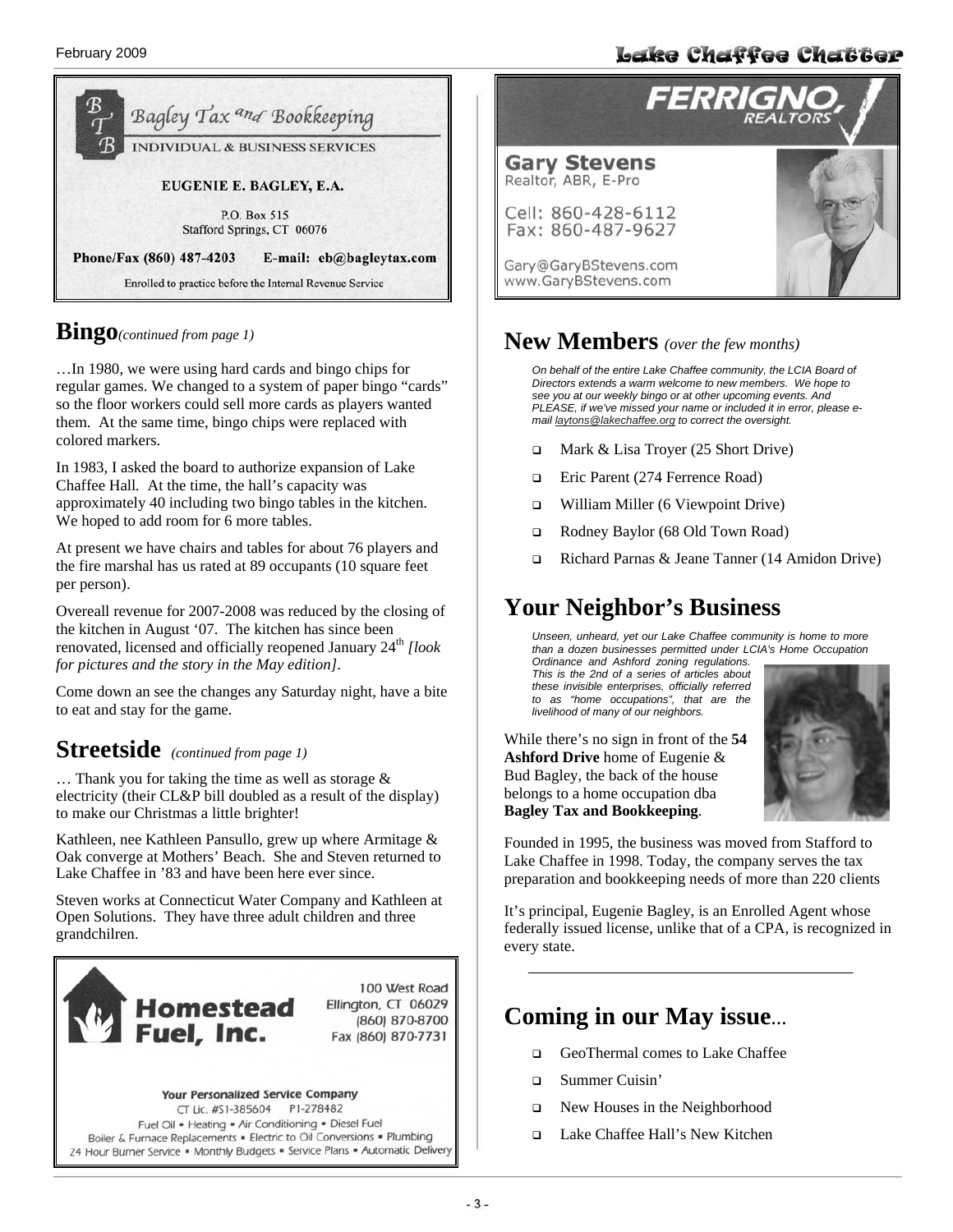Bagley Tax and Bookkeeping

INDIVIDUAL & BUSINESS SERVICES

EUGENIE E. BAGLEY, E.A.

P.O. Box 515
Stafford Springs, CT 06076

**Phone/Fax (860) 487-4203 E-mail: eb@bagleytax.com**

Enrolled to practice before the Internal Revenue Service

## Bingo *(continued from page 1)*

…In 1980, we were using hard cards and bingo chips for regular games. We changed to a system of paper bingo "cards" so the floor workers could sell more cards as players wanted them. At the same time, bingo chips were replaced with colored markers.

In 1983, I asked the board to authorize expansion of Lake Chaffee Hall. At the time, the hall's capacity was approximately 40 including two bingo tables in the kitchen. We hoped to add room for 6 more tables.

At present we have chairs and tables for about 76 players and the fire marshal has us rated at 89 occupants (10 square feet per person).

Overeall revenue for 2007-2008 was reduced by the closing of the kitchen in August '07. The kitchen has since been renovated, licensed and officially reopened January 24th *[look for pictures and the story in the May edition]*.

Come down an see the changes any Saturday night, have a bite to eat and stay for the game.

## Streetside *(continued from page 1)*

… Thank you for taking the time as well as storage & electricity (their CL&P bill doubled as a result of the display) to make our Christmas a little brighter!

Kathleen, nee Kathleen Pansullo, grew up where Armitage & Oak converge at Mothers' Beach. She and Steven returned to Lake Chaffee in '83 and have been here ever since.

Steven works at Connecticut Water Company and Kathleen at Open Solutions. They have three adult children and three grandchilren.

**Homestead Fuel, Inc.**

100 West Road
Ellington, CT 06029
(860) 870-8700
Fax (860) 870-7731

**Your Personalized Service Company**

CT Lic. #S1-385604 P1-278482

Fuel Oil • Heating • Air Conditioning • Diesel Fuel
Boiler & Furnace Replacements • Electric to Oil Conversions • Plumbing
24 Hour Burner Service • Monthly Budgets • Service Plans • Automatic Delivery

**FERRIGNO, REALTORS**

**Gary Stevens**
Realtor, ABR, E-Pro

Cell: 860-428-6112
Fax: 860-487-9627

Gary@GaryBStevens.com
www.GaryBStevens.com

## New Members *(over the few months)*

*On behalf of the entire Lake Chaffee community, the LCIA Board of Directors extends a warm welcome to new members. We hope to see you at our weekly bingo or at other upcoming events. And PLEASE, if we've missed your name or included it in error, please e-mail laytons@lakechaffee.org to correct the oversight.*

- Mark & Lisa Troyer (25 Short Drive)
- Eric Parent (274 Ferrence Road)
- William Miller (6 Viewpoint Drive)
- Rodney Baylor (68 Old Town Road)
- Richard Parnas & Jeane Tanner (14 Amidon Drive)

## Your Neighbor's Business

*Unseen, unheard, yet our Lake Chaffee community is home to more than a dozen businesses permitted under LCIA's Home Occupation Ordinance and Ashford zoning regulations. This is the 2nd of a series of articles about these invisible enterprises, officially referred to as "home occupations", that are the livelihood of many of our neighbors.*

While there's no sign in front of the **54 Ashford Drive** home of Eugenie & Bud Bagley, the back of the house belongs to a home occupation dba **Bagley Tax and Bookkeeping**.

Founded in 1995, the business was moved from Stafford to Lake Chaffee in 1998. Today, the company serves the tax preparation and bookkeeping needs of more than 220 clients

It's principal, Eugenie Bagley, is an Enrolled Agent whose federally issued license, unlike that of a CPA, is recognized in every state.

## Coming in our May issue...

- GeoThermal comes to Lake Chaffee
- Summer Cuisin'
- New Houses in the Neighborhood
- Lake Chaffee Hall's New Kitchen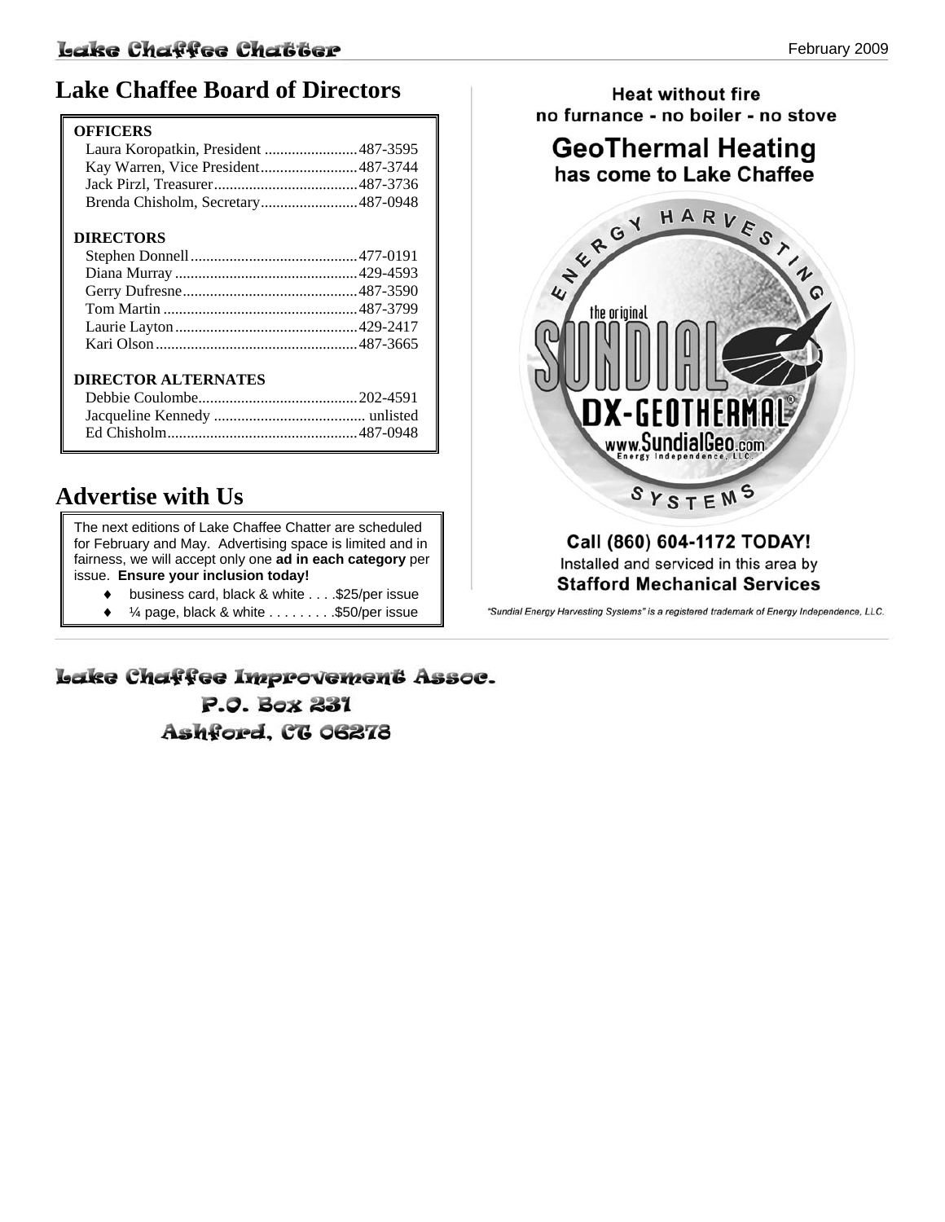## Lake Chaffee Board of Directors

**OFFICERS**

Laura Koropatkin, President ........................487-3595
Kay Warren, Vice President.........................487-3744
Jack Pirzl, Treasurer.....................................487-3736
Brenda Chisholm, Secretary.........................487-0948

**DIRECTORS**

Stephen Donnell...........................................477-0191
Diana Murray ...............................................429-4593
Gerry Dufresne.............................................487-3590
Tom Martin ..................................................487-3799
Laurie Layton...............................................429-2417
Kari Olson....................................................487-3665

**DIRECTOR ALTERNATES**

Debbie Coulombe.........................................202-4591
Jacqueline Kennedy ....................................... unlisted
Ed Chisholm.................................................487-0948

## Advertise with Us

The next editions of Lake Chaffee Chatter are scheduled for February and May. Advertising space is limited and in fairness, we will accept only one **ad in each category** per issue. **Ensure your inclusion today!**

- business card, black & white . . . .$25/per issue
- ¼ page, black & white . . . . . . . . .$50/per issue

**Heat without fire**
**no furnance - no boiler - no stove**

**GeoThermal Heating**
**has come to Lake Chaffee**

ENERGY HARVESTING
the original
SUNDIAL
DX-GEOTHERMAL®
www.SundialGeo.com
Energy Independence, LLC
SYSTEMS

**Call (860) 604-1172 TODAY!**
Installed and serviced in this area by
**Stafford Mechanical Services**

*"Sundial Energy Harvesting Systems" is a registered trademark of Energy Independence, LLC.*

Lake Chaffee Improvement Assoc.
P.O. Box 231
Ashford, CT 06278